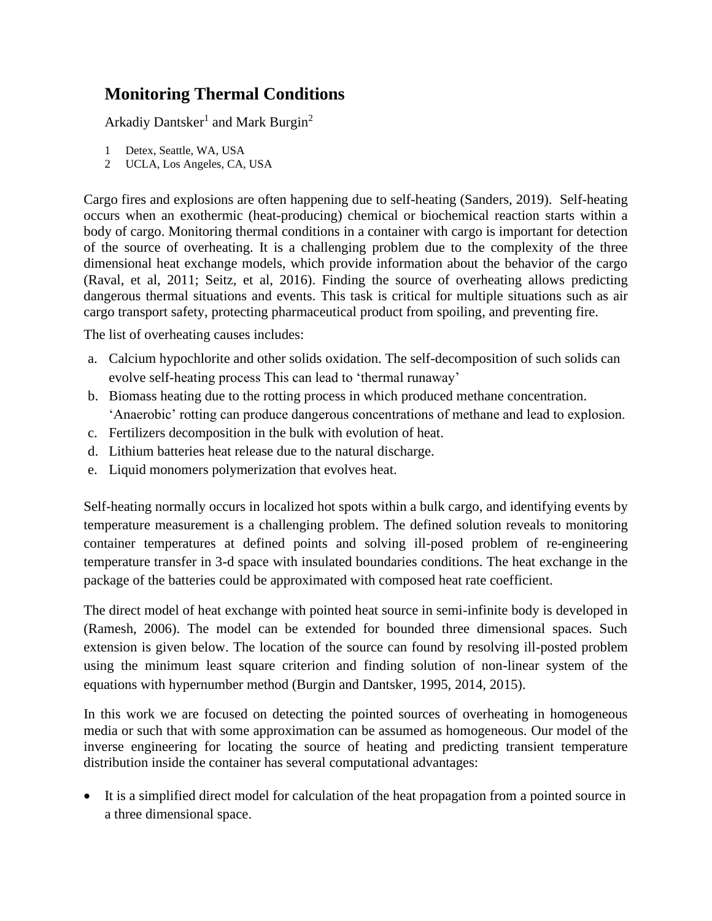# Monitoring Thermal Conditions

Arkadiy Dantsker[1] and Mark Burgin[2]

1 Detex, Seattle, WA, USA
2 UCLA, Los Angeles, CA, USA

Cargo fires and explosions are often happening due to self-heating (Sanders, 2019). Self-heating occurs when an exothermic (heat-producing) chemical or biochemical reaction starts within a body of cargo. Monitoring thermal conditions in a container with cargo is important for detection of the source of overheating. It is a challenging problem due to the complexity of the three dimensional heat exchange models, which provide information about the behavior of the cargo (Raval, et al, 2011; Seitz, et al, 2016). Finding the source of overheating allows predicting dangerous thermal situations and events. This task is critical for multiple situations such as air cargo transport safety, protecting pharmaceutical product from spoiling, and preventing fire.

The list of overheating causes includes:

a. Calcium hypochlorite and other solids oxidation. The self-decomposition of such solids can evolve self-heating process This can lead to 'thermal runaway'
b. Biomass heating due to the rotting process in which produced methane concentration. 'Anaerobic' rotting can produce dangerous concentrations of methane and lead to explosion.
c. Fertilizers decomposition in the bulk with evolution of heat.
d. Lithium batteries heat release due to the natural discharge.
e. Liquid monomers polymerization that evolves heat.

Self-heating normally occurs in localized hot spots within a bulk cargo, and identifying events by temperature measurement is a challenging problem. The defined solution reveals to monitoring container temperatures at defined points and solving ill-posed problem of re-engineering temperature transfer in 3-d space with insulated boundaries conditions. The heat exchange in the package of the batteries could be approximated with composed heat rate coefficient.

The direct model of heat exchange with pointed heat source in semi-infinite body is developed in (Ramesh, 2006). The model can be extended for bounded three dimensional spaces. Such extension is given below. The location of the source can found by resolving ill-posted problem using the minimum least square criterion and finding solution of non-linear system of the equations with hypernumber method (Burgin and Dantsker, 1995, 2014, 2015).

In this work we are focused on detecting the pointed sources of overheating in homogeneous media or such that with some approximation can be assumed as homogeneous. Our model of the inverse engineering for locating the source of heating and predicting transient temperature distribution inside the container has several computational advantages:

- It is a simplified direct model for calculation of the heat propagation from a pointed source in a three dimensional space.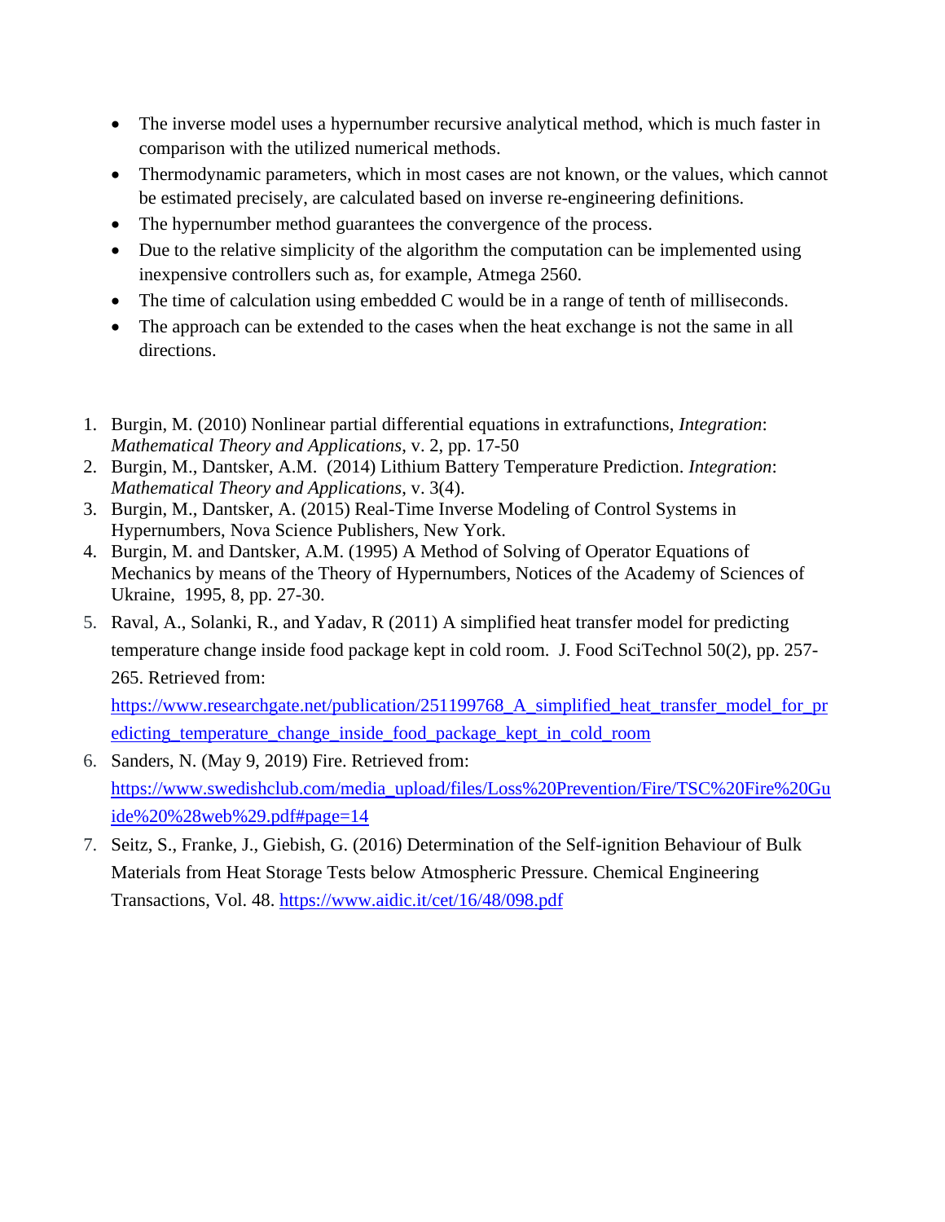- The inverse model uses a hypernumber recursive analytical method, which is much faster in comparison with the utilized numerical methods.
- Thermodynamic parameters, which in most cases are not known, or the values, which cannot be estimated precisely, are calculated based on inverse re-engineering definitions.
- The hypernumber method guarantees the convergence of the process.
- Due to the relative simplicity of the algorithm the computation can be implemented using inexpensive controllers such as, for example, Atmega 2560.
- The time of calculation using embedded C would be in a range of tenth of milliseconds.
- The approach can be extended to the cases when the heat exchange is not the same in all directions.

1. Burgin, M. (2010) Nonlinear partial differential equations in extrafunctions, *Integration*: *Mathematical Theory and Applications*, v. 2, pp. 17-50
2. Burgin, M., Dantsker, A.M. (2014) Lithium Battery Temperature Prediction. *Integration*: *Mathematical Theory and Applications*, v. 3(4).
3. Burgin, M., Dantsker, A. (2015) Real-Time Inverse Modeling of Control Systems in Hypernumbers, Nova Science Publishers, New York.
4. Burgin, M. and Dantsker, A.M. (1995) A Method of Solving of Operator Equations of Mechanics by means of the Theory of Hypernumbers, Notices of the Academy of Sciences of Ukraine, 1995, 8, pp. 27-30.
5. Raval, A., Solanki, R., and Yadav, R (2011) A simplified heat transfer model for predicting temperature change inside food package kept in cold room. J. Food SciTechnol 50(2), pp. 257-265. Retrieved from: https://www.researchgate.net/publication/251199768_A_simplified_heat_transfer_model_for_predicting_temperature_change_inside_food_package_kept_in_cold_room
6. Sanders, N. (May 9, 2019) Fire. Retrieved from: https://www.swedishclub.com/media_upload/files/Loss%20Prevention/Fire/TSC%20Fire%20Guide%20%28web%29.pdf#page=14
7. Seitz, S., Franke, J., Giebish, G. (2016) Determination of the Self-ignition Behaviour of Bulk Materials from Heat Storage Tests below Atmospheric Pressure. Chemical Engineering Transactions, Vol. 48. https://www.aidic.it/cet/16/48/098.pdf